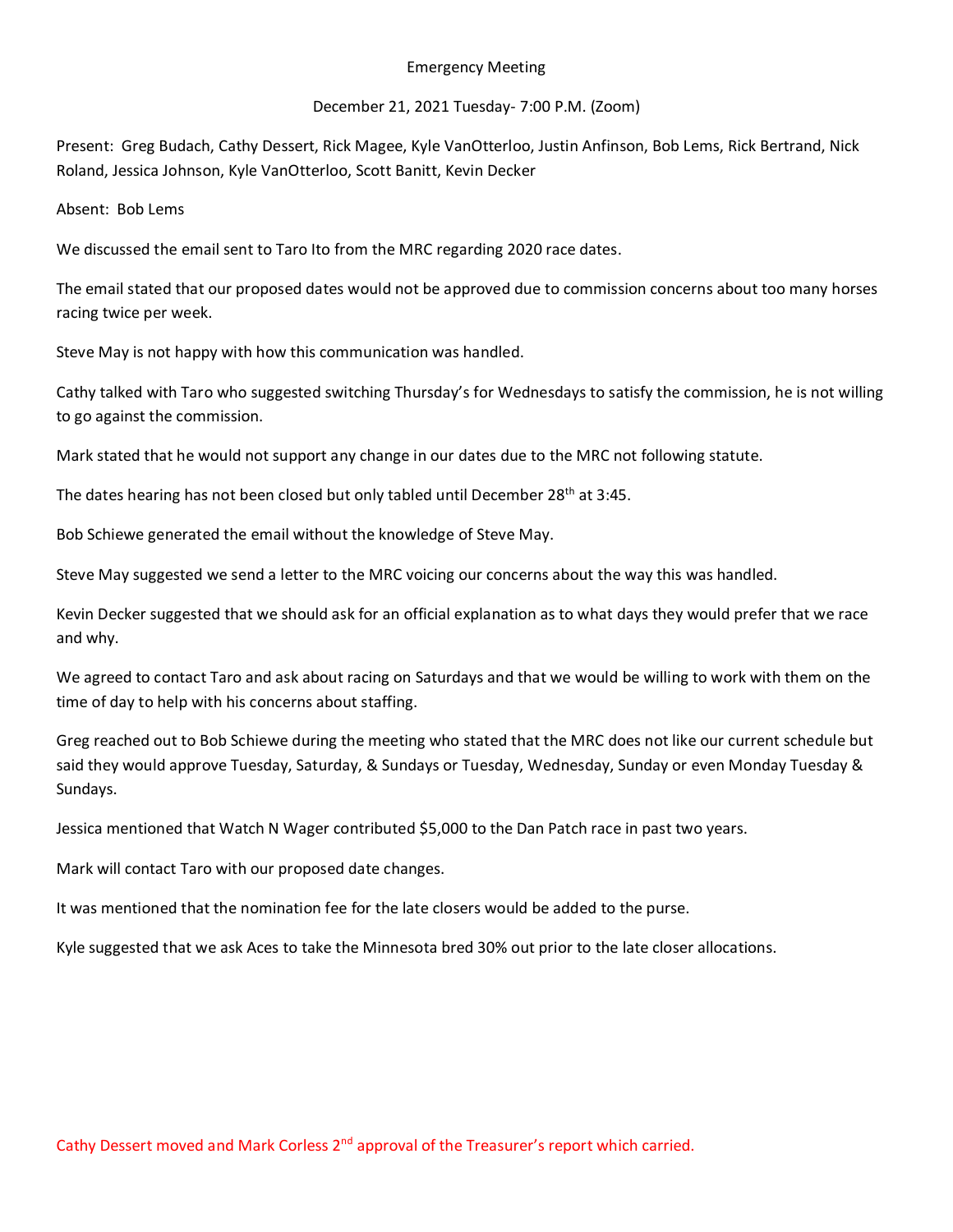Emergency Meeting

December 21, 2021 Tuesday- 7:00 P.M. (Zoom)

Present: Greg Budach, Cathy Dessert, Rick Magee, Kyle VanOtterloo, Justin Anfinson, Bob Lems, Rick Bertrand, Nick Roland, Jessica Johnson, Kyle VanOtterloo, Scott Banitt, Kevin Decker

Absent: Bob Lems

We discussed the email sent to Taro Ito from the MRC regarding 2020 race dates.

The email stated that our proposed dates would not be approved due to commission concerns about too many horses racing twice per week.

Steve May is not happy with how this communication was handled.

Cathy talked with Taro who suggested switching Thursday's for Wednesdays to satisfy the commission, he is not willing to go against the commission.

Mark stated that he would not support any change in our dates due to the MRC not following statute.

The dates hearing has not been closed but only tabled until December 28th at 3:45.

Bob Schiewe generated the email without the knowledge of Steve May.

Steve May suggested we send a letter to the MRC voicing our concerns about the way this was handled.

Kevin Decker suggested that we should ask for an official explanation as to what days they would prefer that we race and why.

We agreed to contact Taro and ask about racing on Saturdays and that we would be willing to work with them on the time of day to help with his concerns about staffing.

Greg reached out to Bob Schiewe during the meeting who stated that the MRC does not like our current schedule but said they would approve Tuesday, Saturday, & Sundays or Tuesday, Wednesday, Sunday or even Monday Tuesday & Sundays.

Jessica mentioned that Watch N Wager contributed $5,000 to the Dan Patch race in past two years.

Mark will contact Taro with our proposed date changes.

It was mentioned that the nomination fee for the late closers would be added to the purse.

Kyle suggested that we ask Aces to take the Minnesota bred 30% out prior to the late closer allocations.

Cathy Dessert moved and Mark Corless 2nd approval of the Treasurer's report which carried.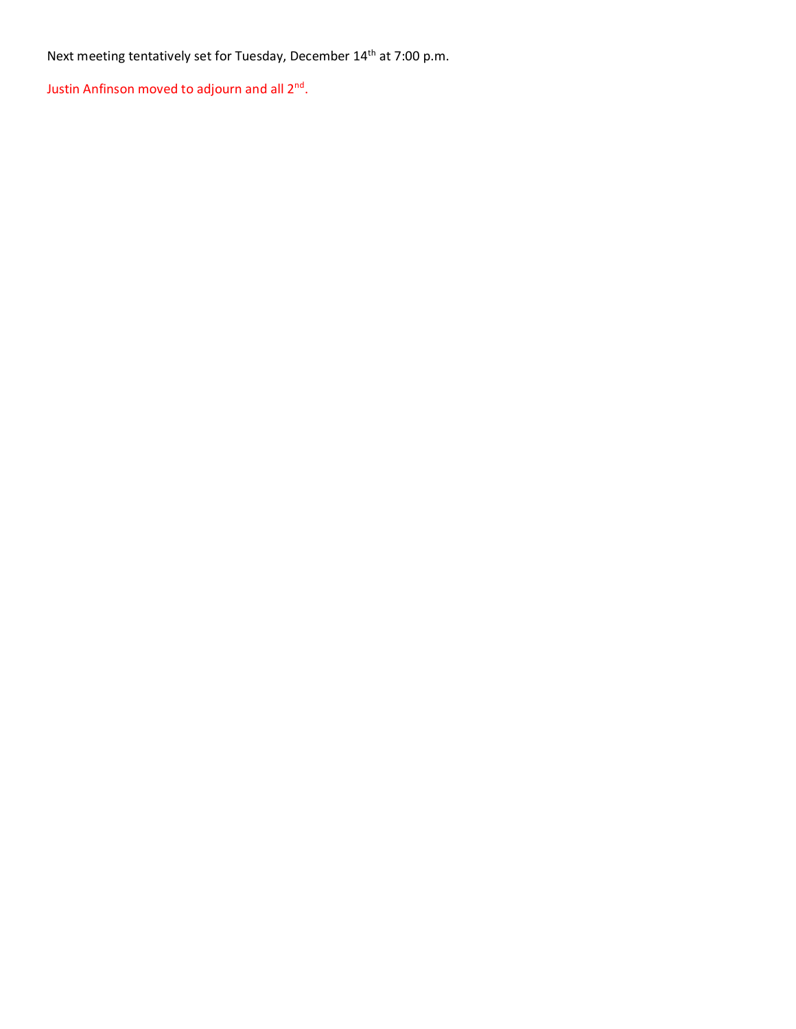Next meeting tentatively set for Tuesday, December 14th at 7:00 p.m.

Justin Anfinson moved to adjourn and all 2nd.